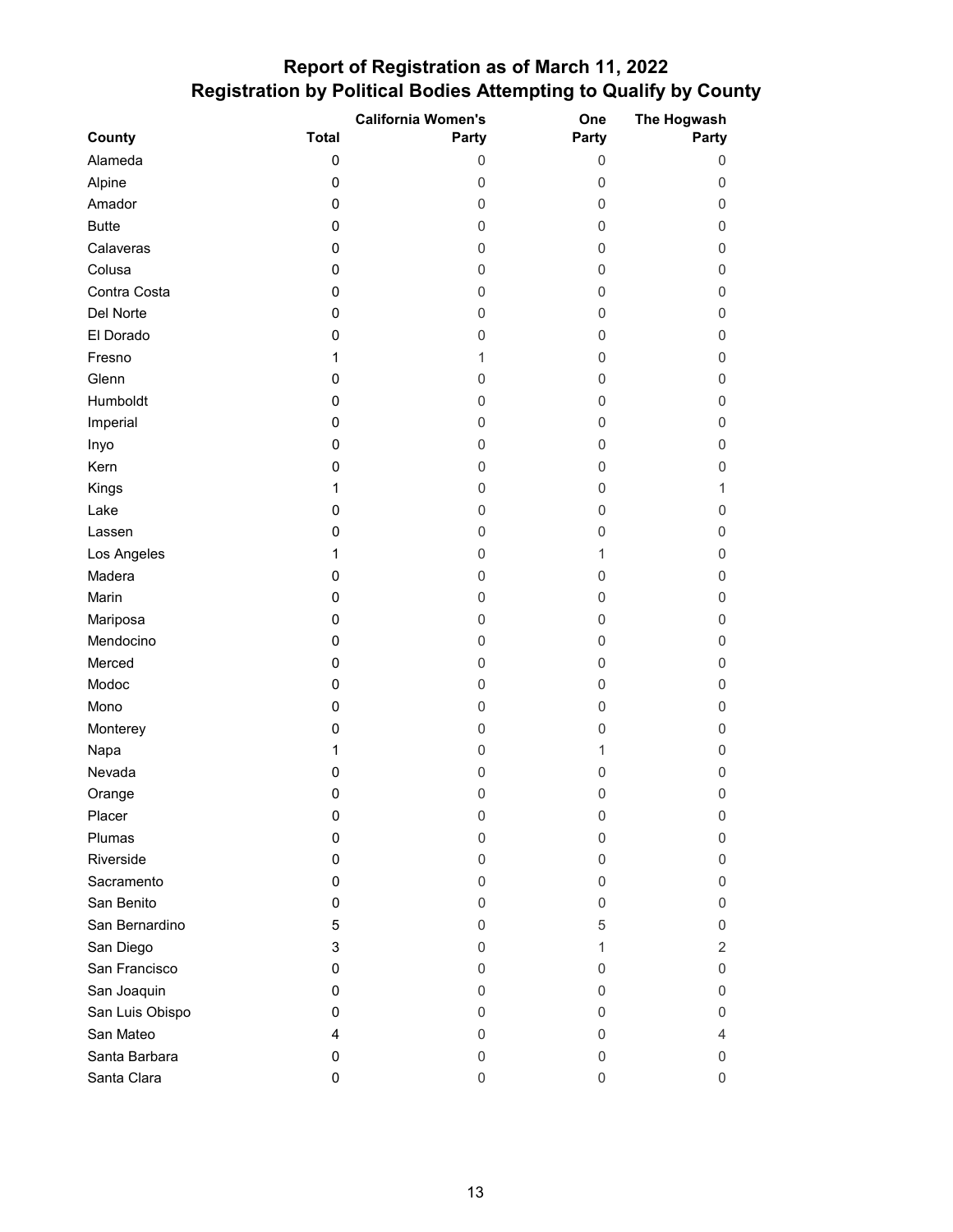# Report of Registration as of March 11, 2022
## Registration by Political Bodies Attempting to Qualify by County

| County | Total | California Women's Party | One Party | The Hogwash Party |
|---|---|---|---|---|
| Alameda | 0 | 0 | 0 | 0 |
| Alpine | 0 | 0 | 0 | 0 |
| Amador | 0 | 0 | 0 | 0 |
| Butte | 0 | 0 | 0 | 0 |
| Calaveras | 0 | 0 | 0 | 0 |
| Colusa | 0 | 0 | 0 | 0 |
| Contra Costa | 0 | 0 | 0 | 0 |
| Del Norte | 0 | 0 | 0 | 0 |
| El Dorado | 0 | 0 | 0 | 0 |
| Fresno | 1 | 1 | 0 | 0 |
| Glenn | 0 | 0 | 0 | 0 |
| Humboldt | 0 | 0 | 0 | 0 |
| Imperial | 0 | 0 | 0 | 0 |
| Inyo | 0 | 0 | 0 | 0 |
| Kern | 0 | 0 | 0 | 0 |
| Kings | 1 | 0 | 0 | 1 |
| Lake | 0 | 0 | 0 | 0 |
| Lassen | 0 | 0 | 0 | 0 |
| Los Angeles | 1 | 0 | 1 | 0 |
| Madera | 0 | 0 | 0 | 0 |
| Marin | 0 | 0 | 0 | 0 |
| Mariposa | 0 | 0 | 0 | 0 |
| Mendocino | 0 | 0 | 0 | 0 |
| Merced | 0 | 0 | 0 | 0 |
| Modoc | 0 | 0 | 0 | 0 |
| Mono | 0 | 0 | 0 | 0 |
| Monterey | 0 | 0 | 0 | 0 |
| Napa | 1 | 0 | 1 | 0 |
| Nevada | 0 | 0 | 0 | 0 |
| Orange | 0 | 0 | 0 | 0 |
| Placer | 0 | 0 | 0 | 0 |
| Plumas | 0 | 0 | 0 | 0 |
| Riverside | 0 | 0 | 0 | 0 |
| Sacramento | 0 | 0 | 0 | 0 |
| San Benito | 0 | 0 | 0 | 0 |
| San Bernardino | 5 | 0 | 5 | 0 |
| San Diego | 3 | 0 | 1 | 2 |
| San Francisco | 0 | 0 | 0 | 0 |
| San Joaquin | 0 | 0 | 0 | 0 |
| San Luis Obispo | 0 | 0 | 0 | 0 |
| San Mateo | 4 | 0 | 0 | 4 |
| Santa Barbara | 0 | 0 | 0 | 0 |
| Santa Clara | 0 | 0 | 0 | 0 |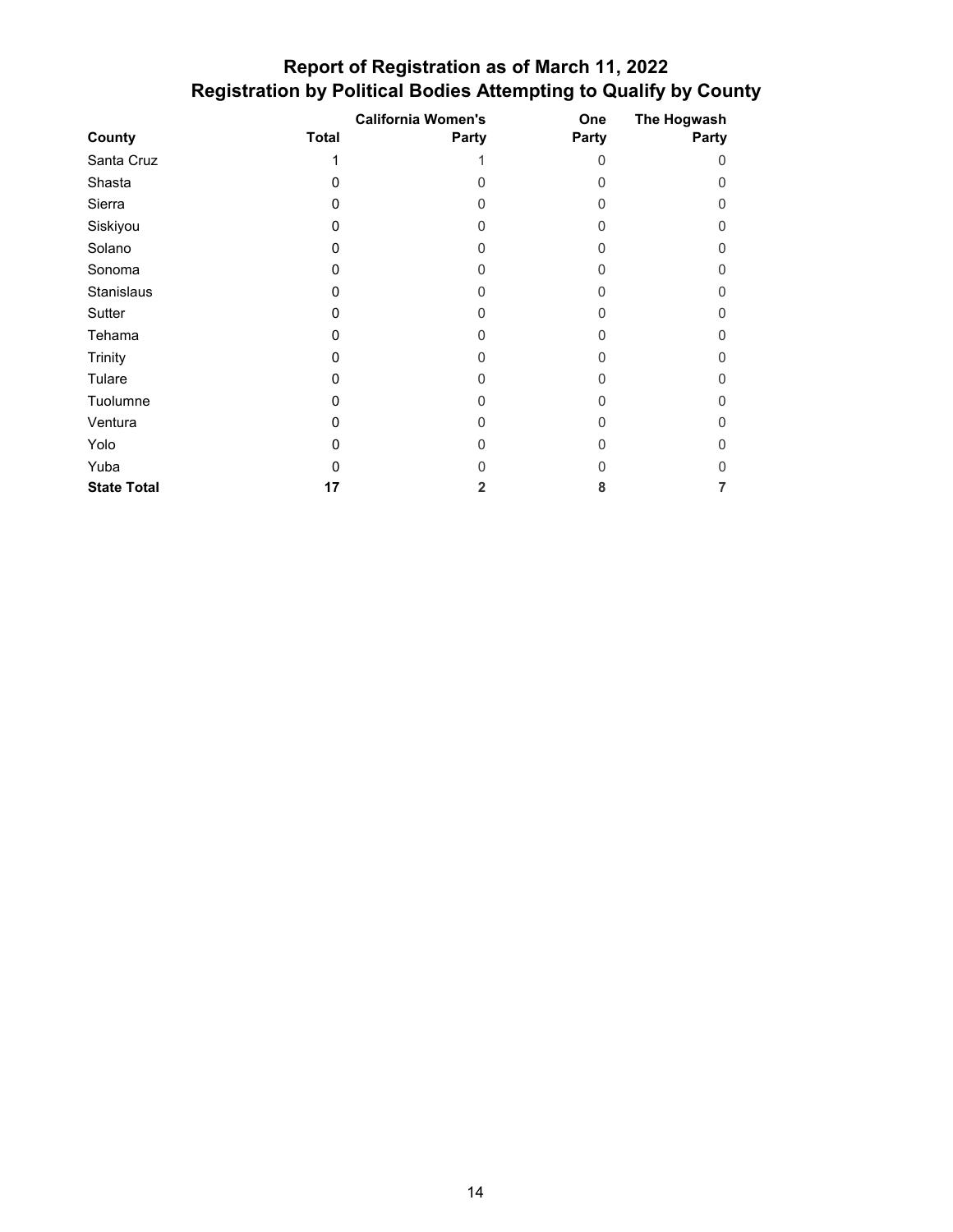# Report of Registration as of March 11, 2022
## Registration by Political Bodies Attempting to Qualify by County

| County | Total | California Women's Party | One Party | The Hogwash Party |
|---|---|---|---|---|
| Santa Cruz | 1 | 1 | 0 | 0 |
| Shasta | 0 | 0 | 0 | 0 |
| Sierra | 0 | 0 | 0 | 0 |
| Siskiyou | 0 | 0 | 0 | 0 |
| Solano | 0 | 0 | 0 | 0 |
| Sonoma | 0 | 0 | 0 | 0 |
| Stanislaus | 0 | 0 | 0 | 0 |
| Sutter | 0 | 0 | 0 | 0 |
| Tehama | 0 | 0 | 0 | 0 |
| Trinity | 0 | 0 | 0 | 0 |
| Tulare | 0 | 0 | 0 | 0 |
| Tuolumne | 0 | 0 | 0 | 0 |
| Ventura | 0 | 0 | 0 | 0 |
| Yolo | 0 | 0 | 0 | 0 |
| Yuba | 0 | 0 | 0 | 0 |
| **State Total** | **17** | **2** | **8** | **7** |